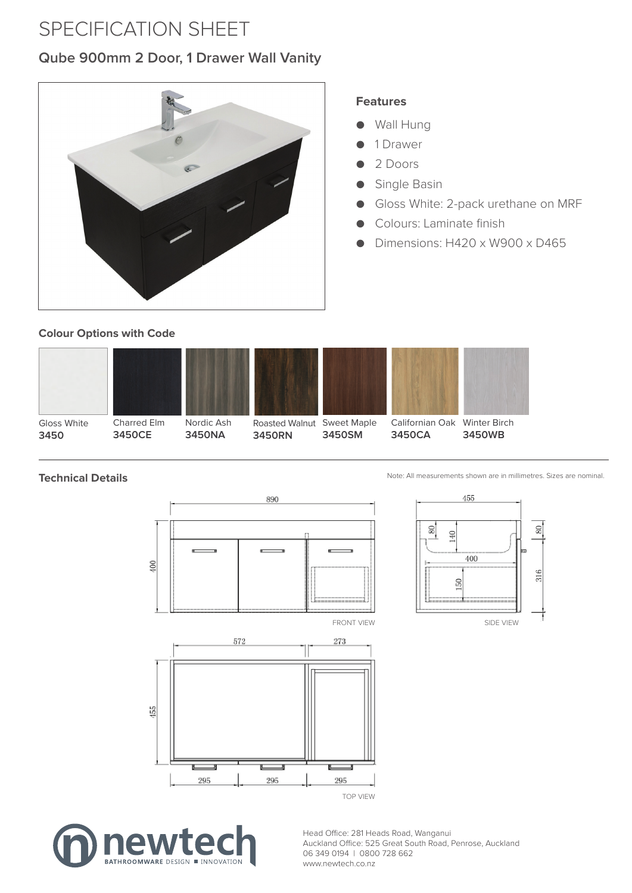# SPECIFICATION SHEET

## Qube 900mm 2 Door, 1 Drawer Wall Vanity

### Features

- Wall Hung
- 1 Drawer
- 2 Doors
- Single Basin
- Gloss White: 2-pack urethane on MRF
- Colours: Laminate finish
- Dimensions: H420 x W900 x D465

### Colour Options with Code

| Gloss White | Charred Elm | Nordic Ash | Roasted Walnut | Sweet Maple | Californian Oak | Winter Birch |
|---|---|---|---|---|---|---|
| **3450** | **3450CE** | **3450NA** | **3450RN** | **3450SM** | **3450CA** | **3450WB** |

### Technical Details

Note: All measurements shown are in millimetres. Sizes are nominal.

FRONT VIEW: 890, 400

SIDE VIEW: 455, 80, 140, 400, 150, 80, 316

TOP VIEW: 572, 273, 455, 295, 295, 295

Head Office: 281 Heads Road, Wanganui
Auckland Office: 525 Great South Road, Penrose, Auckland
06 349 0194 | 0800 728 662
www.newtech.co.nz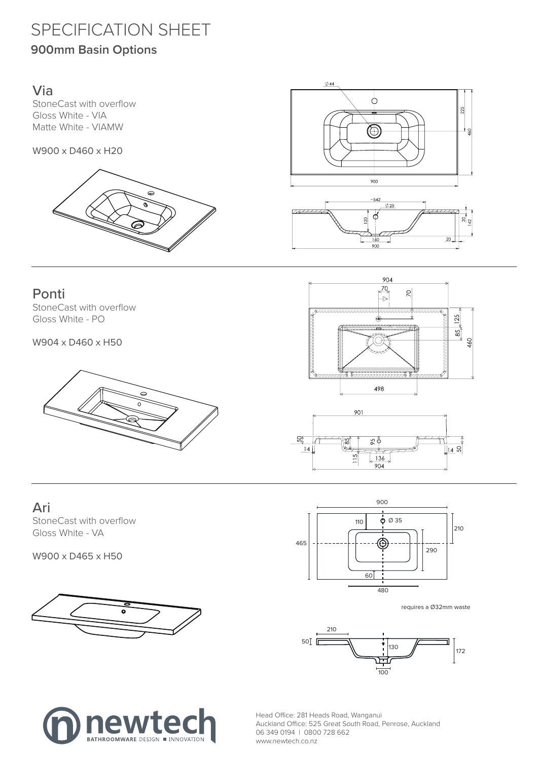# SPECIFICATION SHEET

## 900mm Basin Options

### Via

StoneCast with overflow
Gloss White - VIA
Matte White - VIAMW

W900 x D460 x H20

### Ponti

StoneCast with overflow
Gloss White - PO

W904 x D460 x H50

### Ari

StoneCast with overflow
Gloss White - VA

W900 x D465 x H50

requires a Ø32mm waste

Head Office: 281 Heads Road, Wanganui
Auckland Office: 525 Great South Road, Penrose, Auckland
06 349 0194 | 0800 728 662
www.newtech.co.nz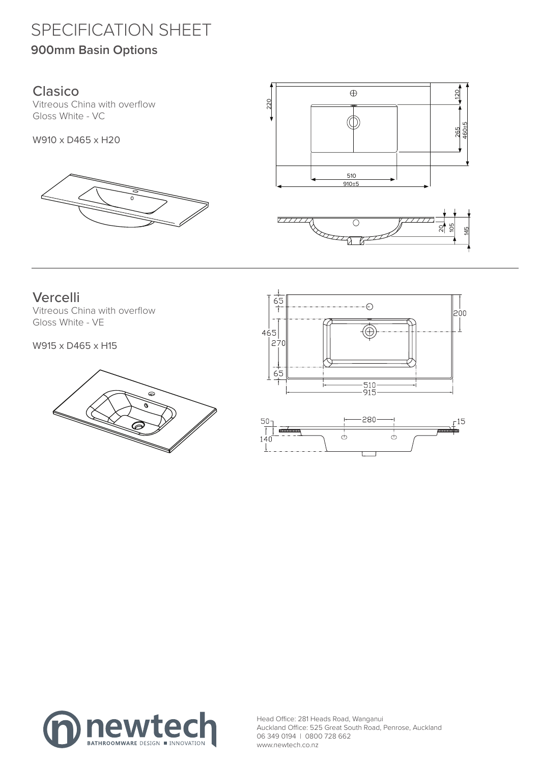# SPECIFICATION SHEET

## 900mm Basin Options

### Clasico

Vitreous China with overflow
Gloss White - VC

W910 x D465 x H20

220
120
265
460±5
510
910±5
20
105
145

### Vercelli

Vitreous China with overflow
Gloss White - VE

W915 x D465 x H15

65
465
270
65
200
510
915
50
140
280
15

Head Office: 281 Heads Road, Wanganui
Auckland Office: 525 Great South Road, Penrose, Auckland
06 349 0194 | 0800 728 662
www.newtech.co.nz